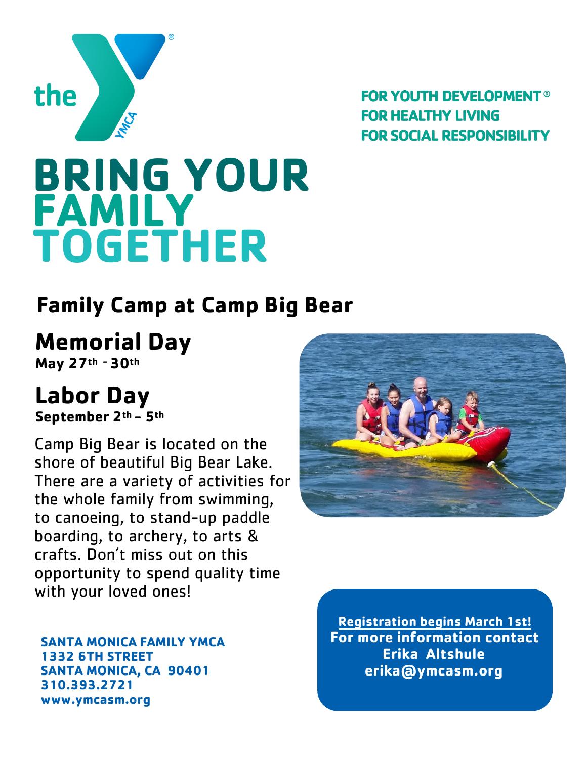the YMCA

**FOR YOUTH DEVELOPMENT®**
**FOR HEALTHY LIVING**
**FOR SOCIAL RESPONSIBILITY**

# BRING YOUR FAMILY TOGETHER

## Family Camp at Camp Big Bear

### Memorial Day

**May 27th - 30th**

### Labor Day

**September 2th – 5th**

Camp Big Bear is located on the shore of beautiful Big Bear Lake. There are a variety of activities for the whole family from swimming, to canoeing, to stand-up paddle boarding, to archery, to arts & crafts. Don't miss out on this opportunity to spend quality time with your loved ones!

**SANTA MONICA FAMILY YMCA**
**1332 6TH STREET**
**SANTA MONICA, CA 90401**
**310.393.2721**
**www.ymcasm.org**

**Registration begins March 1st!**
**For more information contact**
**Erika Altshule**
**erika@ymcasm.org**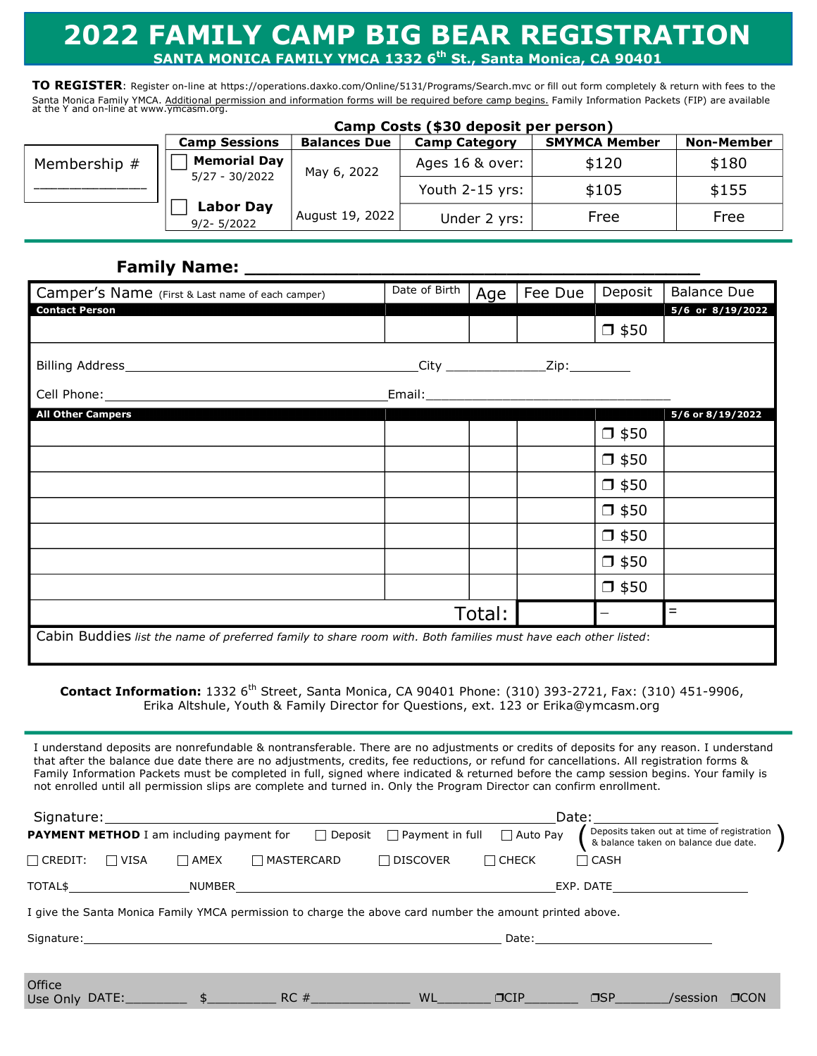# 2022 FAMILY CAMP BIG BEAR REGISTRATION

**SANTA MONICA FAMILY YMCA 1332 6th St., Santa Monica, CA 90401**

**TO REGISTER**: Register on-line at https://operations.daxko.com/Online/5131/Programs/Search.mvc or fill out form completely & return with fees to the Santa Monica Family YMCA. Additional permission and information forms will be required before camp begins. Family Information Packets (FIP) are available at the Y and on-line at www.ymcasm.org.

Membership # ____________

**Camp Costs ($30 deposit per person)**

| Camp Sessions | Balances Due | Camp Category | SMYMCA Member | Non-Member |
|---|---|---|---|---|
| ☐ **Memorial Day** 5/27 - 30/2022 | May 6, 2022 | Ages 16 & over: | $120 | $180 |
| | | Youth 2-15 yrs: | $105 | $155 |
| ☐ **Labor Day** 9/2- 5/2022 | August 19, 2022 | Under 2 yrs: | Free | Free |

**Family Name:** ________________________________________

| Camper's Name (First & Last name of each camper) | Date of Birth | Age | Fee Due | Deposit | Balance Due |
|---|---|---|---|---|---|
| **Contact Person** | | | | | 5/6 or 8/19/2022 |
| | | | | ❒ $50 | |

Billing Address________________________________________City _____________Zip:_________

Cell Phone:________________________________________Email:__________________________________

| Camper's Name | Date of Birth | Age | Fee Due | Deposit | Balance Due |
|---|---|---|---|---|---|
| **All Other Campers** | | | | | 5/6 or 8/19/2022 |
| | | | | ❒ $50 | |
| | | | | ❒ $50 | |
| | | | | ❒ $50 | |
| | | | | ❒ $50 | |
| | | | | ❒ $50 | |
| | | | | ❒ $50 | |
| | | | | ❒ $50 | |
| | | Total: | | – | = |

Cabin Buddies *list the name of preferred family to share room with. Both families must have each other listed*:

**Contact Information:** 1332 6th Street, Santa Monica, CA 90401 Phone: (310) 393-2721, Fax: (310) 451-9906, Erika Altshule, Youth & Family Director for Questions, ext. 123 or Erika@ymcasm.org

I understand deposits are nonrefundable & nontransferable. There are no adjustments or credits of deposits for any reason. I understand that after the balance due date there are no adjustments, credits, fee reductions, or refund for cancellations. All registration forms & Family Information Packets must be completed in full, signed where indicated & returned before the camp session begins. Your family is not enrolled until all permission slips are complete and turned in. Only the Program Director can confirm enrollment.

Signature:____________________________________________________________Date:_______________

**PAYMENT METHOD** I am including payment for ☐ Deposit ☐ Payment in full ☐ Auto Pay (Deposits taken out at time of registration & balance taken on balance due date.)

☐ CREDIT: ☐ VISA ☐ AMEX ☐ MASTERCARD ☐ DISCOVER ☐ CHECK ☐ CASH

TOTAL$________________NUMBER__________________________________________EXP. DATE________________

I give the Santa Monica Family YMCA permission to charge the above card number the amount printed above.

Signature:____________________________________________________ Date:_______________________

Office Use Only DATE:________ $_________ RC #_____________ WL_______ ❒CIP_______ ❒SP_______/session ❒CON